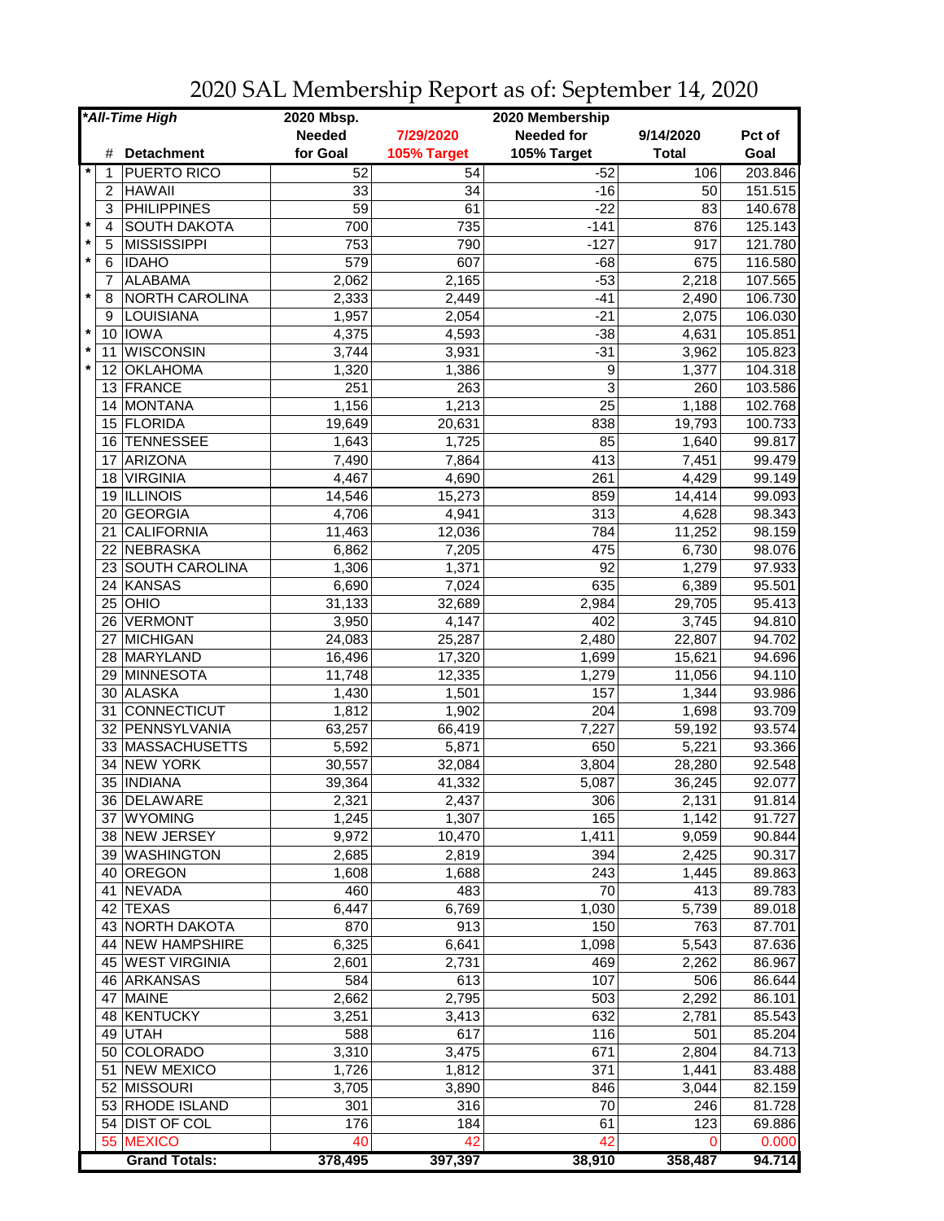# 2020 SAL Membership Report as of: September 14, 2020

| *All-Time High | # | Detachment | 2020 Mbsp. Needed for Goal | 7/29/2020 105% Target | 2020 Membership Needed for 105% Target | 9/14/2020 Total | Pct of Goal |
|---|---|---|---|---|---|---|---|
| * | 1 | PUERTO RICO | 52 | 54 | -52 | 106 | 203.846 |
| | 2 | HAWAII | 33 | 34 | -16 | 50 | 151.515 |
| | 3 | PHILIPPINES | 59 | 61 | -22 | 83 | 140.678 |
| * | 4 | SOUTH DAKOTA | 700 | 735 | -141 | 876 | 125.143 |
| * | 5 | MISSISSIPPI | 753 | 790 | -127 | 917 | 121.780 |
| * | 6 | IDAHO | 579 | 607 | -68 | 675 | 116.580 |
| | 7 | ALABAMA | 2,062 | 2,165 | -53 | 2,218 | 107.565 |
| * | 8 | NORTH CAROLINA | 2,333 | 2,449 | -41 | 2,490 | 106.730 |
| | 9 | LOUISIANA | 1,957 | 2,054 | -21 | 2,075 | 106.030 |
| * | 10 | IOWA | 4,375 | 4,593 | -38 | 4,631 | 105.851 |
| * | 11 | WISCONSIN | 3,744 | 3,931 | -31 | 3,962 | 105.823 |
| * | 12 | OKLAHOMA | 1,320 | 1,386 | 9 | 1,377 | 104.318 |
| | 13 | FRANCE | 251 | 263 | 3 | 260 | 103.586 |
| | 14 | MONTANA | 1,156 | 1,213 | 25 | 1,188 | 102.768 |
| | 15 | FLORIDA | 19,649 | 20,631 | 838 | 19,793 | 100.733 |
| | 16 | TENNESSEE | 1,643 | 1,725 | 85 | 1,640 | 99.817 |
| | 17 | ARIZONA | 7,490 | 7,864 | 413 | 7,451 | 99.479 |
| | 18 | VIRGINIA | 4,467 | 4,690 | 261 | 4,429 | 99.149 |
| | 19 | ILLINOIS | 14,546 | 15,273 | 859 | 14,414 | 99.093 |
| | 20 | GEORGIA | 4,706 | 4,941 | 313 | 4,628 | 98.343 |
| | 21 | CALIFORNIA | 11,463 | 12,036 | 784 | 11,252 | 98.159 |
| | 22 | NEBRASKA | 6,862 | 7,205 | 475 | 6,730 | 98.076 |
| | 23 | SOUTH CAROLINA | 1,306 | 1,371 | 92 | 1,279 | 97.933 |
| | 24 | KANSAS | 6,690 | 7,024 | 635 | 6,389 | 95.501 |
| | 25 | OHIO | 31,133 | 32,689 | 2,984 | 29,705 | 95.413 |
| | 26 | VERMONT | 3,950 | 4,147 | 402 | 3,745 | 94.810 |
| | 27 | MICHIGAN | 24,083 | 25,287 | 2,480 | 22,807 | 94.702 |
| | 28 | MARYLAND | 16,496 | 17,320 | 1,699 | 15,621 | 94.696 |
| | 29 | MINNESOTA | 11,748 | 12,335 | 1,279 | 11,056 | 94.110 |
| | 30 | ALASKA | 1,430 | 1,501 | 157 | 1,344 | 93.986 |
| | 31 | CONNECTICUT | 1,812 | 1,902 | 204 | 1,698 | 93.709 |
| | 32 | PENNSYLVANIA | 63,257 | 66,419 | 7,227 | 59,192 | 93.574 |
| | 33 | MASSACHUSETTS | 5,592 | 5,871 | 650 | 5,221 | 93.366 |
| | 34 | NEW YORK | 30,557 | 32,084 | 3,804 | 28,280 | 92.548 |
| | 35 | INDIANA | 39,364 | 41,332 | 5,087 | 36,245 | 92.077 |
| | 36 | DELAWARE | 2,321 | 2,437 | 306 | 2,131 | 91.814 |
| | 37 | WYOMING | 1,245 | 1,307 | 165 | 1,142 | 91.727 |
| | 38 | NEW JERSEY | 9,972 | 10,470 | 1,411 | 9,059 | 90.844 |
| | 39 | WASHINGTON | 2,685 | 2,819 | 394 | 2,425 | 90.317 |
| | 40 | OREGON | 1,608 | 1,688 | 243 | 1,445 | 89.863 |
| | 41 | NEVADA | 460 | 483 | 70 | 413 | 89.783 |
| | 42 | TEXAS | 6,447 | 6,769 | 1,030 | 5,739 | 89.018 |
| | 43 | NORTH DAKOTA | 870 | 913 | 150 | 763 | 87.701 |
| | 44 | NEW HAMPSHIRE | 6,325 | 6,641 | 1,098 | 5,543 | 87.636 |
| | 45 | WEST VIRGINIA | 2,601 | 2,731 | 469 | 2,262 | 86.967 |
| | 46 | ARKANSAS | 584 | 613 | 107 | 506 | 86.644 |
| | 47 | MAINE | 2,662 | 2,795 | 503 | 2,292 | 86.101 |
| | 48 | KENTUCKY | 3,251 | 3,413 | 632 | 2,781 | 85.543 |
| | 49 | UTAH | 588 | 617 | 116 | 501 | 85.204 |
| | 50 | COLORADO | 3,310 | 3,475 | 671 | 2,804 | 84.713 |
| | 51 | NEW MEXICO | 1,726 | 1,812 | 371 | 1,441 | 83.488 |
| | 52 | MISSOURI | 3,705 | 3,890 | 846 | 3,044 | 82.159 |
| | 53 | RHODE ISLAND | 301 | 316 | 70 | 246 | 81.728 |
| | 54 | DIST OF COL | 176 | 184 | 61 | 123 | 69.886 |
| | 55 | MEXICO | 40 | 42 | 42 | 0 | 0.000 |
| | | **Grand Totals:** | **378,495** | **397,397** | **38,910** | **358,487** | **94.714** |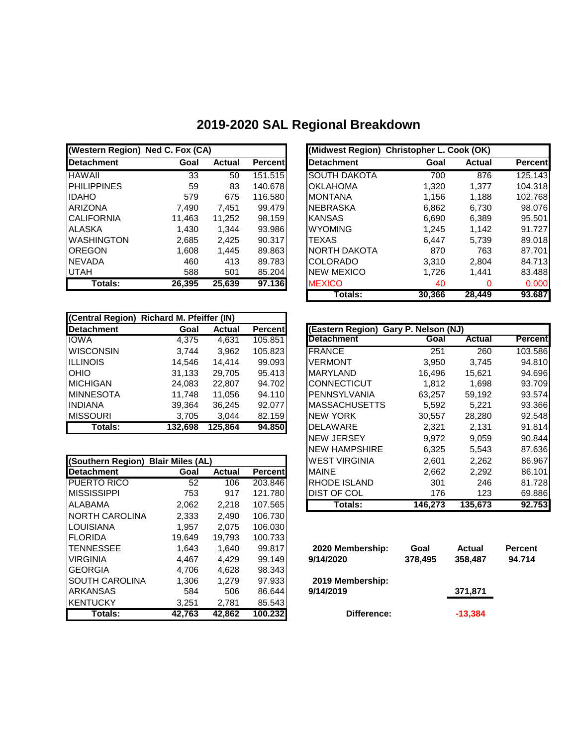# 2019-2020 SAL Regional Breakdown

| (Western Region) Ned C. Fox (CA) | | | |
|---|---|---|---|
| **Detachment** | **Goal** | **Actual** | **Percent** |
| HAWAII | 33 | 50 | 151.515 |
| PHILIPPINES | 59 | 83 | 140.678 |
| IDAHO | 579 | 675 | 116.580 |
| ARIZONA | 7,490 | 7,451 | 99.479 |
| CALIFORNIA | 11,463 | 11,252 | 98.159 |
| ALASKA | 1,430 | 1,344 | 93.986 |
| WASHINGTON | 2,685 | 2,425 | 90.317 |
| OREGON | 1,608 | 1,445 | 89.863 |
| NEVADA | 460 | 413 | 89.783 |
| UTAH | 588 | 501 | 85.204 |
| **Totals:** | **26,395** | **25,639** | **97.136** |

| (Midwest Region) Christopher L. Cook (OK) | | | |
|---|---|---|---|
| **Detachment** | **Goal** | **Actual** | **Percent** |
| SOUTH DAKOTA | 700 | 876 | 125.143 |
| OKLAHOMA | 1,320 | 1,377 | 104.318 |
| MONTANA | 1,156 | 1,188 | 102.768 |
| NEBRASKA | 6,862 | 6,730 | 98.076 |
| KANSAS | 6,690 | 6,389 | 95.501 |
| WYOMING | 1,245 | 1,142 | 91.727 |
| TEXAS | 6,447 | 5,739 | 89.018 |
| NORTH DAKOTA | 870 | 763 | 87.701 |
| COLORADO | 3,310 | 2,804 | 84.713 |
| NEW MEXICO | 1,726 | 1,441 | 83.488 |
| MEXICO | 40 | 0 | 0.000 |
| **Totals:** | **30,366** | **28,449** | **93.687** |

| (Central Region) Richard M. Pfeiffer (IN) | | | |
|---|---|---|---|
| **Detachment** | **Goal** | **Actual** | **Percent** |
| IOWA | 4,375 | 4,631 | 105.851 |
| WISCONSIN | 3,744 | 3,962 | 105.823 |
| ILLINOIS | 14,546 | 14,414 | 99.093 |
| OHIO | 31,133 | 29,705 | 95.413 |
| MICHIGAN | 24,083 | 22,807 | 94.702 |
| MINNESOTA | 11,748 | 11,056 | 94.110 |
| INDIANA | 39,364 | 36,245 | 92.077 |
| MISSOURI | 3,705 | 3,044 | 82.159 |
| **Totals:** | **132,698** | **125,864** | **94.850** |

| (Eastern Region) Gary P. Nelson (NJ) | | | |
|---|---|---|---|
| **Detachment** | **Goal** | **Actual** | **Percent** |
| FRANCE | 251 | 260 | 103.586 |
| VERMONT | 3,950 | 3,745 | 94.810 |
| MARYLAND | 16,496 | 15,621 | 94.696 |
| CONNECTICUT | 1,812 | 1,698 | 93.709 |
| PENNSYLVANIA | 63,257 | 59,192 | 93.574 |
| MASSACHUSETTS | 5,592 | 5,221 | 93.366 |
| NEW YORK | 30,557 | 28,280 | 92.548 |
| DELAWARE | 2,321 | 2,131 | 91.814 |
| NEW JERSEY | 9,972 | 9,059 | 90.844 |
| NEW HAMPSHIRE | 6,325 | 5,543 | 87.636 |
| WEST VIRGINIA | 2,601 | 2,262 | 86.967 |
| MAINE | 2,662 | 2,292 | 86.101 |
| RHODE ISLAND | 301 | 246 | 81.728 |
| DIST OF COL | 176 | 123 | 69.886 |
| **Totals:** | **146,273** | **135,673** | **92.753** |

| (Southern Region) Blair Miles (AL) | | | |
|---|---|---|---|
| **Detachment** | **Goal** | **Actual** | **Percent** |
| PUERTO RICO | 52 | 106 | 203.846 |
| MISSISSIPPI | 753 | 917 | 121.780 |
| ALABAMA | 2,062 | 2,218 | 107.565 |
| NORTH CAROLINA | 2,333 | 2,490 | 106.730 |
| LOUISIANA | 1,957 | 2,075 | 106.030 |
| FLORIDA | 19,649 | 19,793 | 100.733 |
| TENNESSEE | 1,643 | 1,640 | 99.817 |
| VIRGINIA | 4,467 | 4,429 | 99.149 |
| GEORGIA | 4,706 | 4,628 | 98.343 |
| SOUTH CAROLINA | 1,306 | 1,279 | 97.933 |
| ARKANSAS | 584 | 506 | 86.644 |
| KENTUCKY | 3,251 | 2,781 | 85.543 |
| **Totals:** | **42,763** | **42,862** | **100.232** |

| | **Goal** | **Actual** | **Percent** |
|---|---|---|---|
| **2020 Membership: 9/14/2020** | **378,495** | **358,487** | **94.714** |
| **2019 Membership: 9/14/2019** | | **371,871** | |
| **Difference:** | | **-13,384** | |